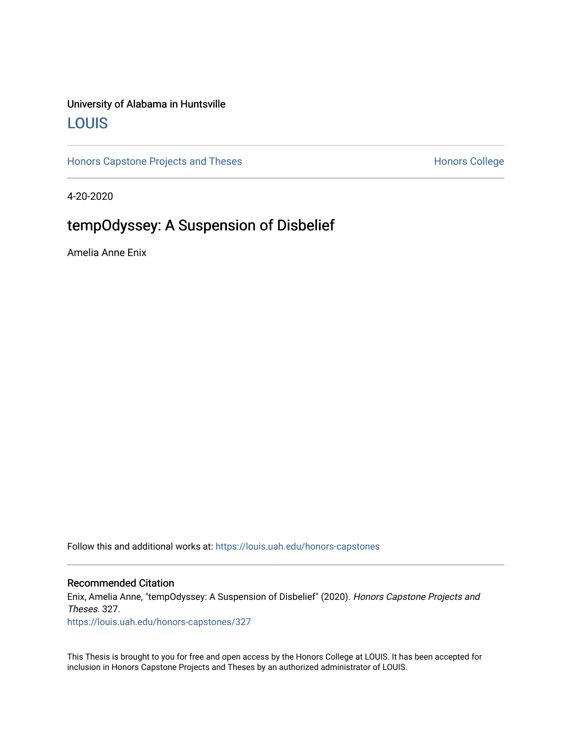University of Alabama in Huntsville

LOUIS

Honors Capstone Projects and Theses

Honors College

4-20-2020

# tempOdyssey: A Suspension of Disbelief

Amelia Anne Enix

Follow this and additional works at: https://louis.uah.edu/honors-capstones

### Recommended Citation

Enix, Amelia Anne, "tempOdyssey: A Suspension of Disbelief" (2020). *Honors Capstone Projects and Theses*. 327.

https://louis.uah.edu/honors-capstones/327

This Thesis is brought to you for free and open access by the Honors College at LOUIS. It has been accepted for inclusion in Honors Capstone Projects and Theses by an authorized administrator of LOUIS.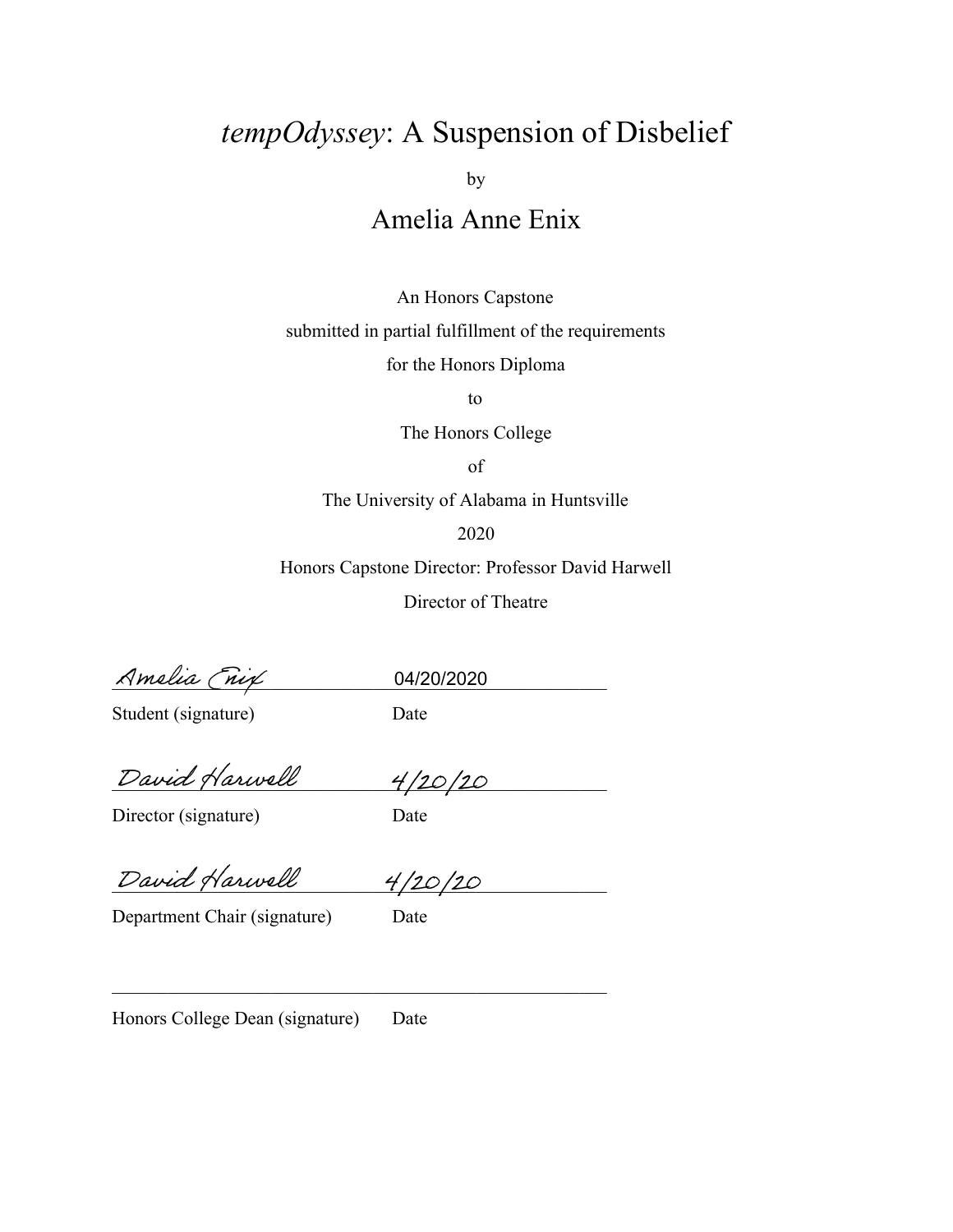# *tempOdyssey*: A Suspension of Disbelief

by

## Amelia Anne Enix

An Honors Capstone

submitted in partial fulfillment of the requirements

for the Honors Diploma

to

The Honors College

of

The University of Alabama in Huntsville

2020

Honors Capstone Director: Professor David Harwell

Director of Theatre

Amelia Enix  04/20/2020

Student (signature)  Date

David Harwell  4/20/20

Director (signature)  Date

David Harwell  4/20/20

Department Chair (signature)  Date

Honors College Dean (signature)  Date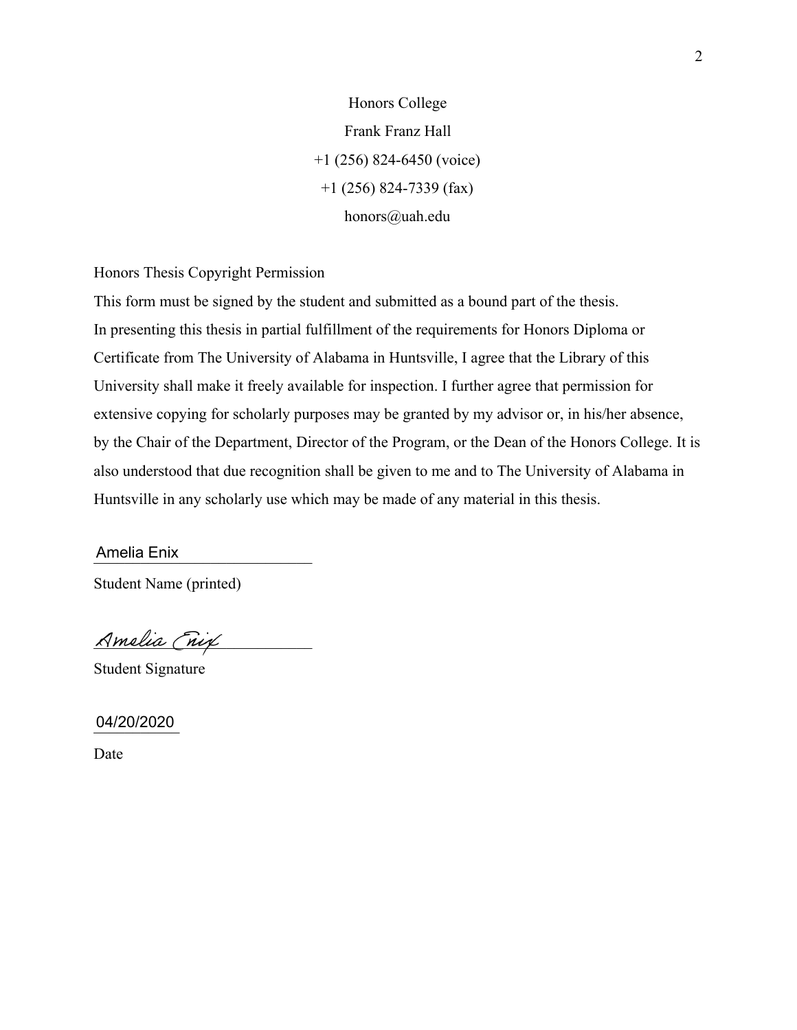Honors College

Frank Franz Hall

+1 (256) 824-6450 (voice)

+1 (256) 824-7339 (fax)

honors@uah.edu

Honors Thesis Copyright Permission

This form must be signed by the student and submitted as a bound part of the thesis.

In presenting this thesis in partial fulfillment of the requirements for Honors Diploma or Certificate from The University of Alabama in Huntsville, I agree that the Library of this University shall make it freely available for inspection. I further agree that permission for extensive copying for scholarly purposes may be granted by my advisor or, in his/her absence, by the Chair of the Department, Director of the Program, or the Dean of the Honors College. It is also understood that due recognition shall be given to me and to The University of Alabama in Huntsville in any scholarly use which may be made of any material in this thesis.

Amelia Enix

Student Name (printed)

*Amelia Enix*

Student Signature

04/20/2020

Date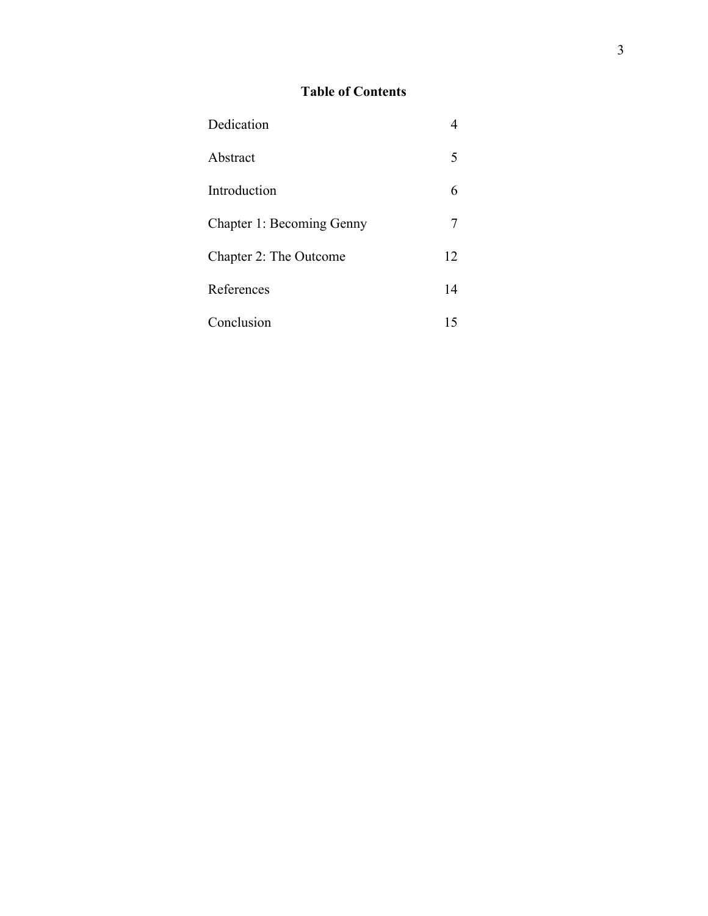**Table of Contents**

| | |
|---|---|
| Dedication | 4 |
| Abstract | 5 |
| Introduction | 6 |
| Chapter 1: Becoming Genny | 7 |
| Chapter 2: The Outcome | 12 |
| References | 14 |
| Conclusion | 15 |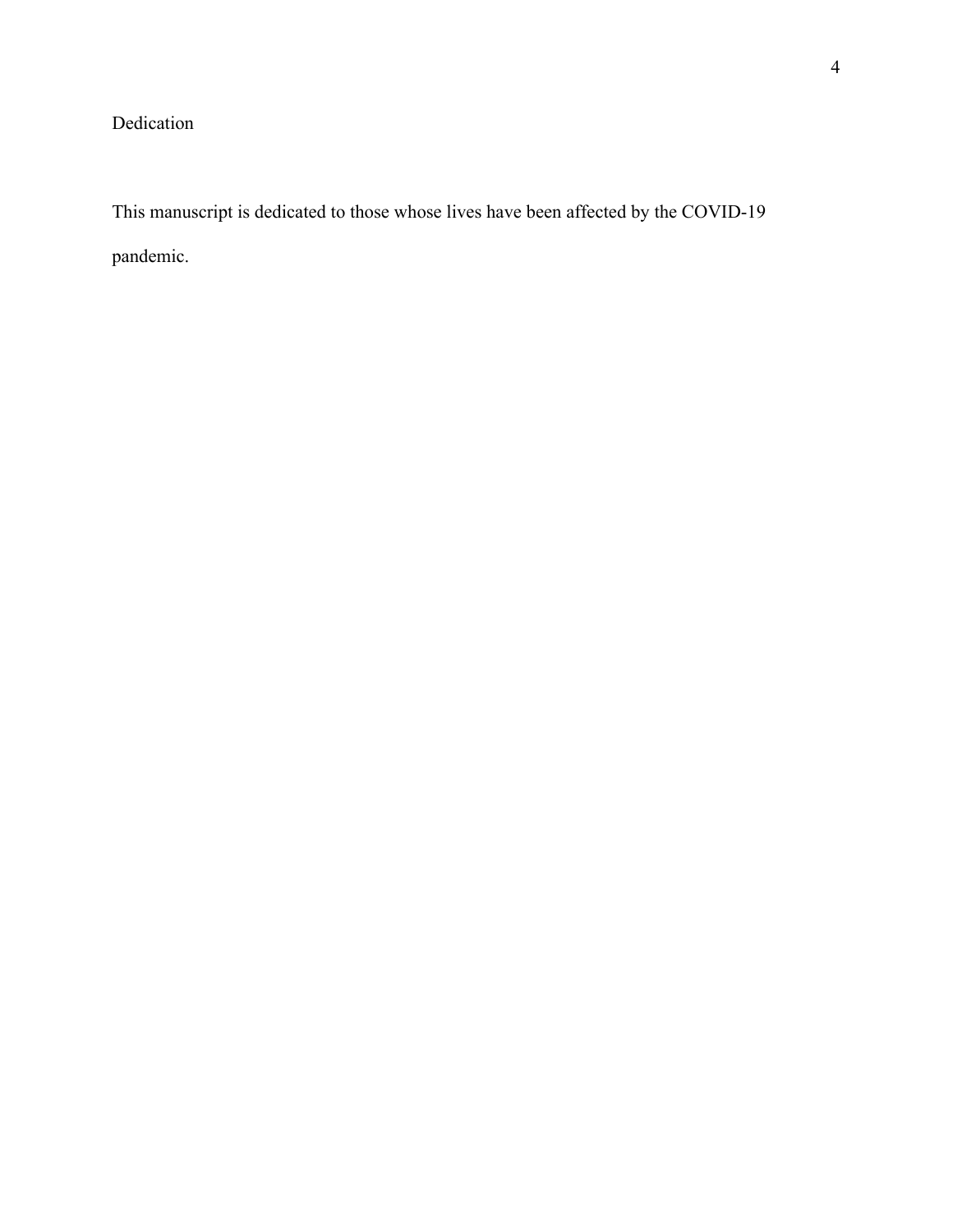# Dedication

This manuscript is dedicated to those whose lives have been affected by the COVID-19 pandemic.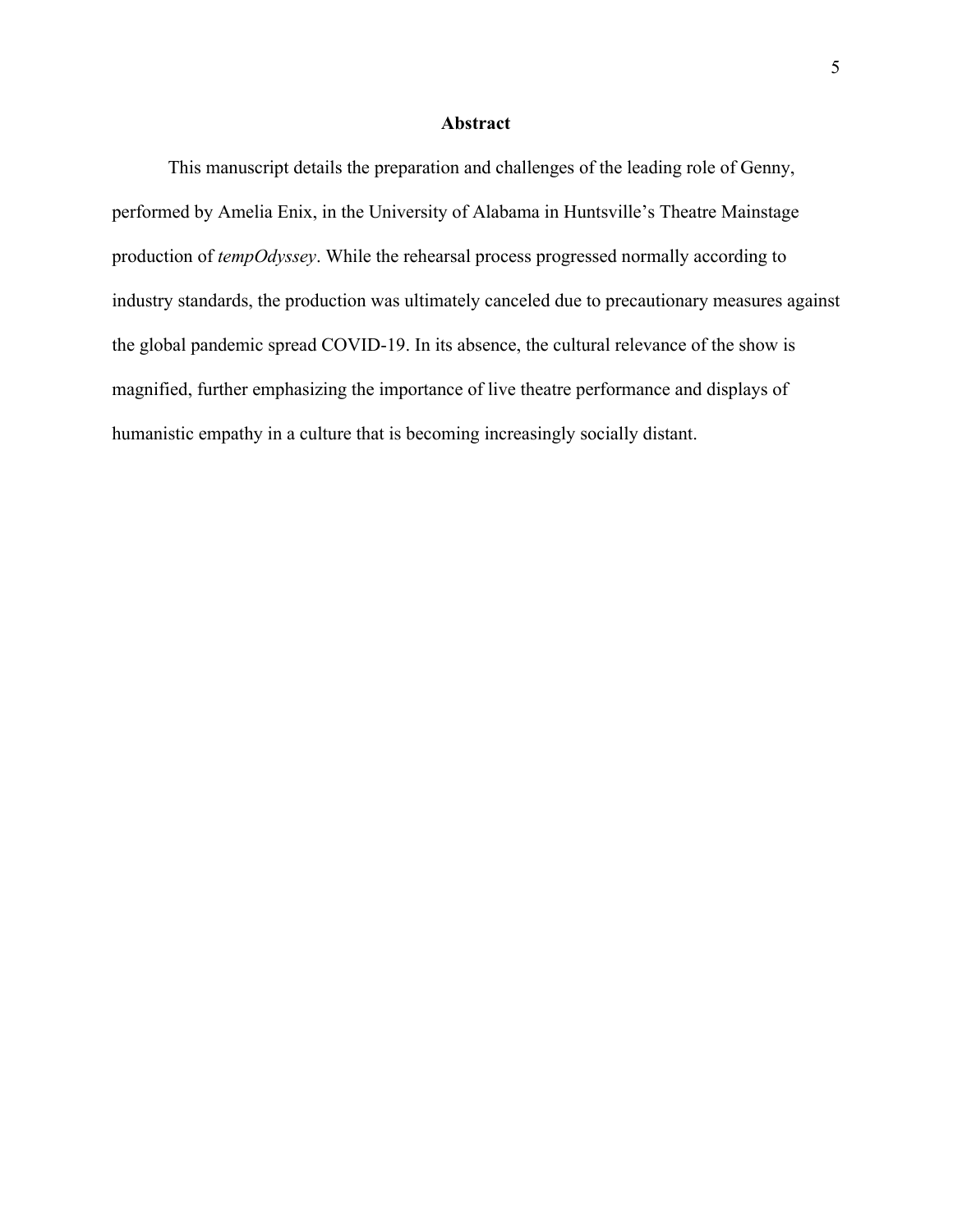## Abstract

This manuscript details the preparation and challenges of the leading role of Genny, performed by Amelia Enix, in the University of Alabama in Huntsville's Theatre Mainstage production of *tempOdyssey*. While the rehearsal process progressed normally according to industry standards, the production was ultimately canceled due to precautionary measures against the global pandemic spread COVID-19. In its absence, the cultural relevance of the show is magnified, further emphasizing the importance of live theatre performance and displays of humanistic empathy in a culture that is becoming increasingly socially distant.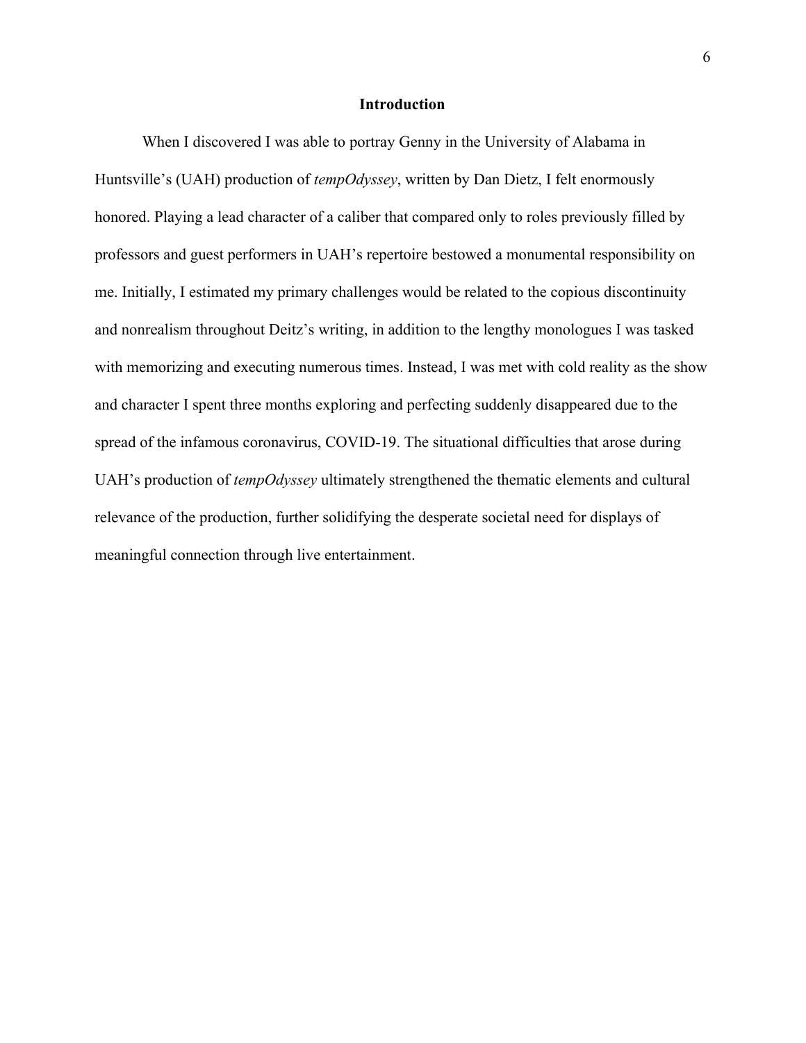## Introduction

When I discovered I was able to portray Genny in the University of Alabama in Huntsville's (UAH) production of *tempOdyssey*, written by Dan Dietz, I felt enormously honored. Playing a lead character of a caliber that compared only to roles previously filled by professors and guest performers in UAH's repertoire bestowed a monumental responsibility on me. Initially, I estimated my primary challenges would be related to the copious discontinuity and nonrealism throughout Deitz's writing, in addition to the lengthy monologues I was tasked with memorizing and executing numerous times. Instead, I was met with cold reality as the show and character I spent three months exploring and perfecting suddenly disappeared due to the spread of the infamous coronavirus, COVID-19. The situational difficulties that arose during UAH's production of *tempOdyssey* ultimately strengthened the thematic elements and cultural relevance of the production, further solidifying the desperate societal need for displays of meaningful connection through live entertainment.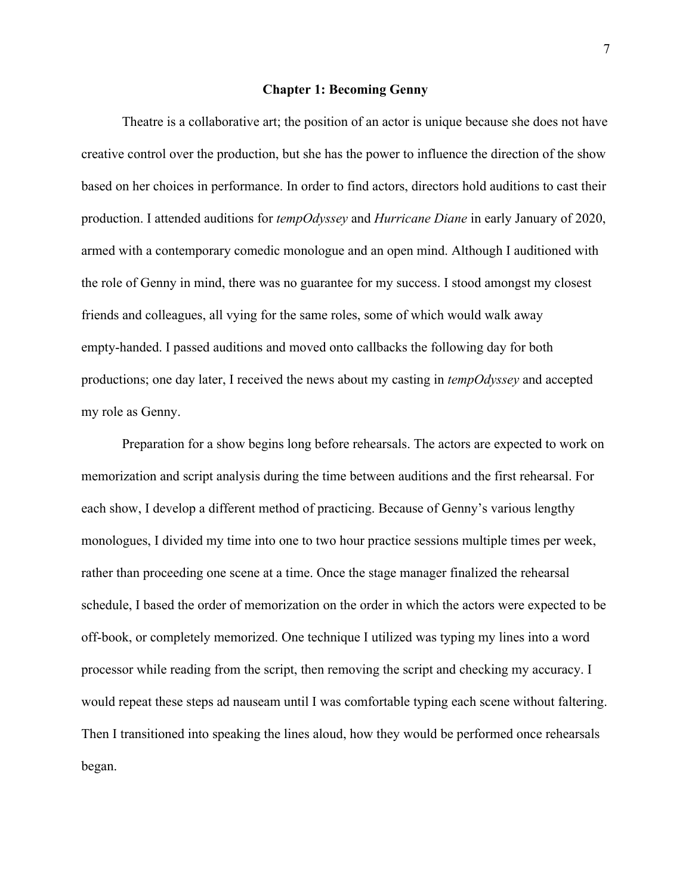## Chapter 1: Becoming Genny

Theatre is a collaborative art; the position of an actor is unique because she does not have creative control over the production, but she has the power to influence the direction of the show based on her choices in performance. In order to find actors, directors hold auditions to cast their production. I attended auditions for *tempOdyssey* and *Hurricane Diane* in early January of 2020, armed with a contemporary comedic monologue and an open mind. Although I auditioned with the role of Genny in mind, there was no guarantee for my success. I stood amongst my closest friends and colleagues, all vying for the same roles, some of which would walk away empty-handed. I passed auditions and moved onto callbacks the following day for both productions; one day later, I received the news about my casting in *tempOdyssey* and accepted my role as Genny.

Preparation for a show begins long before rehearsals. The actors are expected to work on memorization and script analysis during the time between auditions and the first rehearsal. For each show, I develop a different method of practicing. Because of Genny's various lengthy monologues, I divided my time into one to two hour practice sessions multiple times per week, rather than proceeding one scene at a time. Once the stage manager finalized the rehearsal schedule, I based the order of memorization on the order in which the actors were expected to be off-book, or completely memorized. One technique I utilized was typing my lines into a word processor while reading from the script, then removing the script and checking my accuracy. I would repeat these steps ad nauseam until I was comfortable typing each scene without faltering. Then I transitioned into speaking the lines aloud, how they would be performed once rehearsals began.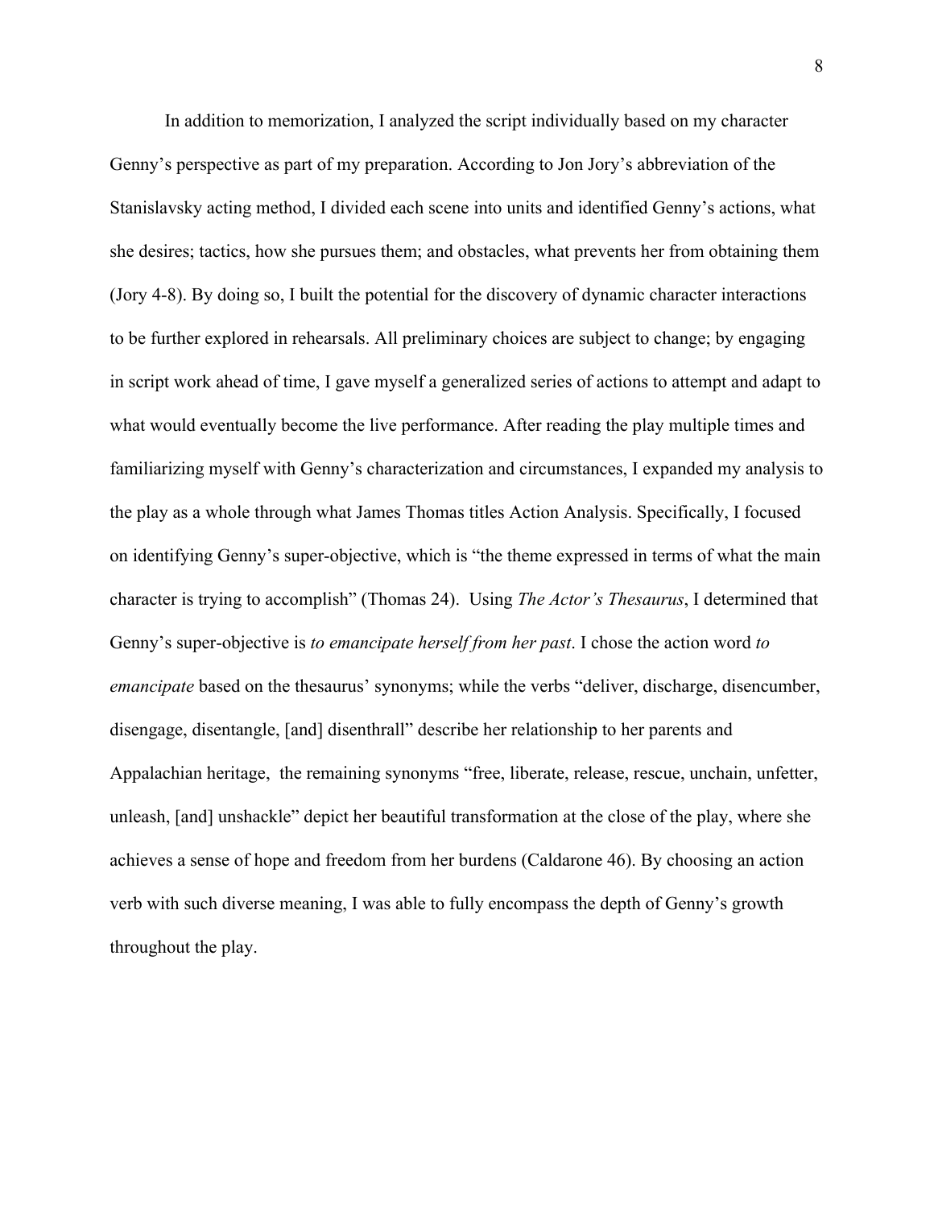In addition to memorization, I analyzed the script individually based on my character Genny's perspective as part of my preparation. According to Jon Jory's abbreviation of the Stanislavsky acting method, I divided each scene into units and identified Genny's actions, what she desires; tactics, how she pursues them; and obstacles, what prevents her from obtaining them (Jory 4-8). By doing so, I built the potential for the discovery of dynamic character interactions to be further explored in rehearsals. All preliminary choices are subject to change; by engaging in script work ahead of time, I gave myself a generalized series of actions to attempt and adapt to what would eventually become the live performance. After reading the play multiple times and familiarizing myself with Genny's characterization and circumstances, I expanded my analysis to the play as a whole through what James Thomas titles Action Analysis. Specifically, I focused on identifying Genny's super-objective, which is "the theme expressed in terms of what the main character is trying to accomplish" (Thomas 24). Using *The Actor's Thesaurus*, I determined that Genny's super-objective is *to emancipate herself from her past*. I chose the action word *to emancipate* based on the thesaurus' synonyms; while the verbs "deliver, discharge, disencumber, disengage, disentangle, [and] disenthrall" describe her relationship to her parents and Appalachian heritage, the remaining synonyms "free, liberate, release, rescue, unchain, unfetter, unleash, [and] unshackle" depict her beautiful transformation at the close of the play, where she achieves a sense of hope and freedom from her burdens (Caldarone 46). By choosing an action verb with such diverse meaning, I was able to fully encompass the depth of Genny's growth throughout the play.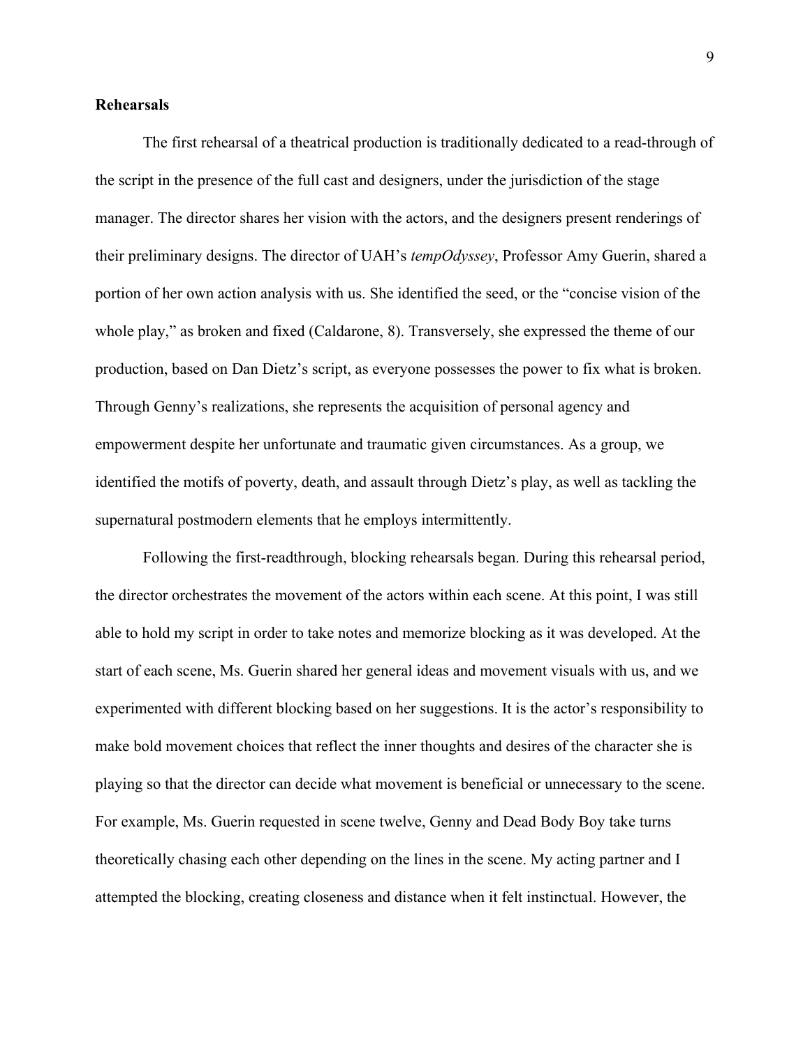## Rehearsals

The first rehearsal of a theatrical production is traditionally dedicated to a read-through of the script in the presence of the full cast and designers, under the jurisdiction of the stage manager. The director shares her vision with the actors, and the designers present renderings of their preliminary designs. The director of UAH's *tempOdyssey*, Professor Amy Guerin, shared a portion of her own action analysis with us. She identified the seed, or the "concise vision of the whole play," as broken and fixed (Caldarone, 8). Transversely, she expressed the theme of our production, based on Dan Dietz's script, as everyone possesses the power to fix what is broken. Through Genny's realizations, she represents the acquisition of personal agency and empowerment despite her unfortunate and traumatic given circumstances. As a group, we identified the motifs of poverty, death, and assault through Dietz's play, as well as tackling the supernatural postmodern elements that he employs intermittently.

Following the first-readthrough, blocking rehearsals began. During this rehearsal period, the director orchestrates the movement of the actors within each scene. At this point, I was still able to hold my script in order to take notes and memorize blocking as it was developed. At the start of each scene, Ms. Guerin shared her general ideas and movement visuals with us, and we experimented with different blocking based on her suggestions. It is the actor's responsibility to make bold movement choices that reflect the inner thoughts and desires of the character she is playing so that the director can decide what movement is beneficial or unnecessary to the scene. For example, Ms. Guerin requested in scene twelve, Genny and Dead Body Boy take turns theoretically chasing each other depending on the lines in the scene. My acting partner and I attempted the blocking, creating closeness and distance when it felt instinctual. However, the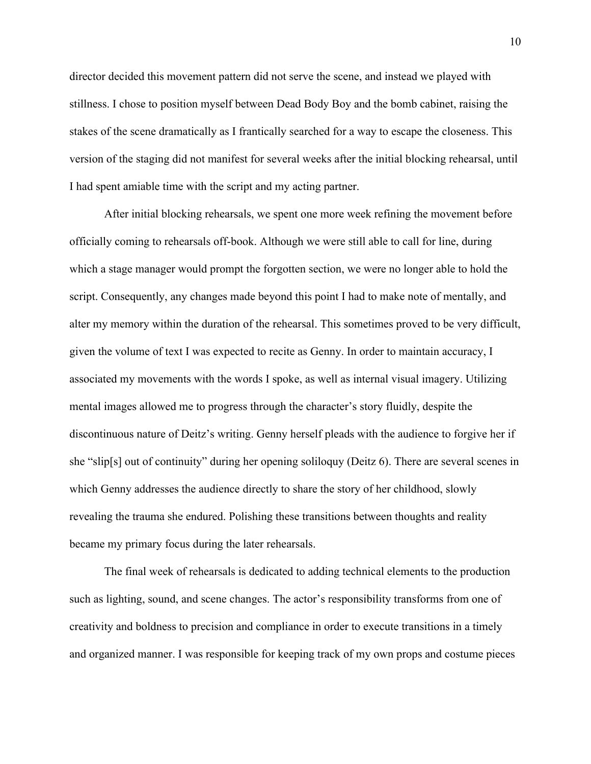director decided this movement pattern did not serve the scene, and instead we played with stillness. I chose to position myself between Dead Body Boy and the bomb cabinet, raising the stakes of the scene dramatically as I frantically searched for a way to escape the closeness. This version of the staging did not manifest for several weeks after the initial blocking rehearsal, until I had spent amiable time with the script and my acting partner.

After initial blocking rehearsals, we spent one more week refining the movement before officially coming to rehearsals off-book. Although we were still able to call for line, during which a stage manager would prompt the forgotten section, we were no longer able to hold the script. Consequently, any changes made beyond this point I had to make note of mentally, and alter my memory within the duration of the rehearsal. This sometimes proved to be very difficult, given the volume of text I was expected to recite as Genny. In order to maintain accuracy, I associated my movements with the words I spoke, as well as internal visual imagery. Utilizing mental images allowed me to progress through the character's story fluidly, despite the discontinuous nature of Deitz's writing. Genny herself pleads with the audience to forgive her if she "slip[s] out of continuity" during her opening soliloquy (Deitz 6). There are several scenes in which Genny addresses the audience directly to share the story of her childhood, slowly revealing the trauma she endured. Polishing these transitions between thoughts and reality became my primary focus during the later rehearsals.

The final week of rehearsals is dedicated to adding technical elements to the production such as lighting, sound, and scene changes. The actor's responsibility transforms from one of creativity and boldness to precision and compliance in order to execute transitions in a timely and organized manner. I was responsible for keeping track of my own props and costume pieces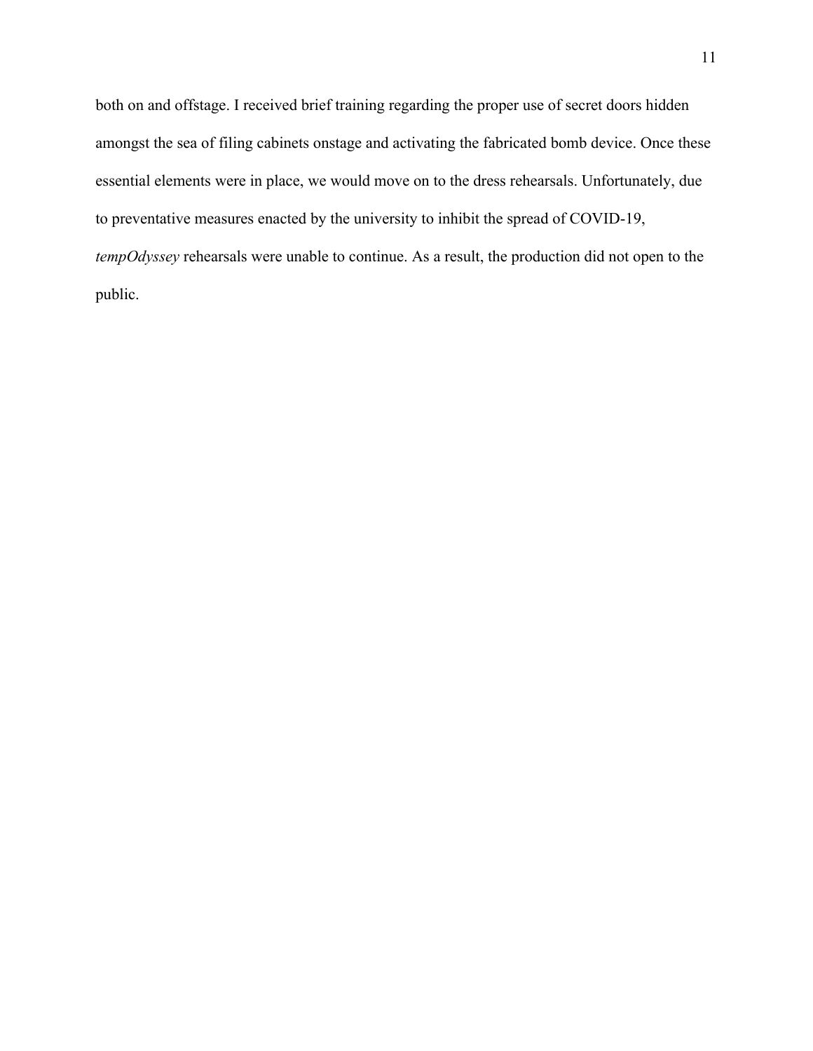both on and offstage. I received brief training regarding the proper use of secret doors hidden amongst the sea of filing cabinets onstage and activating the fabricated bomb device. Once these essential elements were in place, we would move on to the dress rehearsals. Unfortunately, due to preventative measures enacted by the university to inhibit the spread of COVID-19, *tempOdyssey* rehearsals were unable to continue. As a result, the production did not open to the public.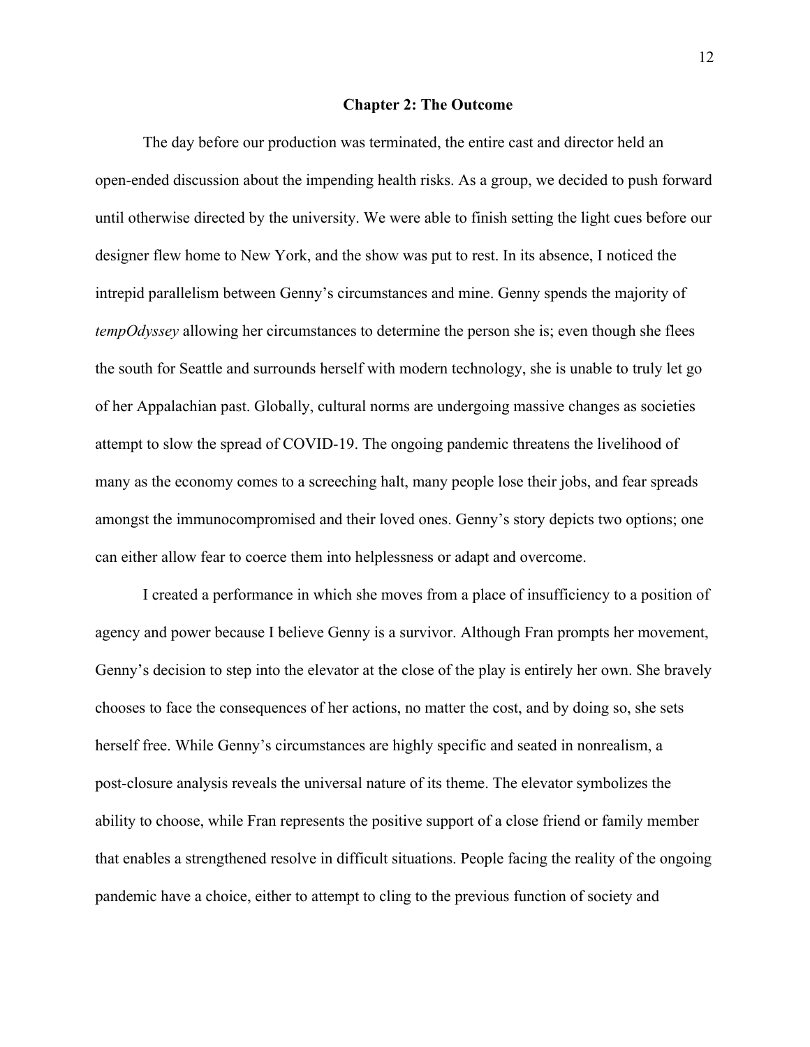## Chapter 2: The Outcome

The day before our production was terminated, the entire cast and director held an open-ended discussion about the impending health risks. As a group, we decided to push forward until otherwise directed by the university. We were able to finish setting the light cues before our designer flew home to New York, and the show was put to rest. In its absence, I noticed the intrepid parallelism between Genny's circumstances and mine. Genny spends the majority of *tempOdyssey* allowing her circumstances to determine the person she is; even though she flees the south for Seattle and surrounds herself with modern technology, she is unable to truly let go of her Appalachian past. Globally, cultural norms are undergoing massive changes as societies attempt to slow the spread of COVID-19. The ongoing pandemic threatens the livelihood of many as the economy comes to a screeching halt, many people lose their jobs, and fear spreads amongst the immunocompromised and their loved ones. Genny's story depicts two options; one can either allow fear to coerce them into helplessness or adapt and overcome.

I created a performance in which she moves from a place of insufficiency to a position of agency and power because I believe Genny is a survivor. Although Fran prompts her movement, Genny's decision to step into the elevator at the close of the play is entirely her own. She bravely chooses to face the consequences of her actions, no matter the cost, and by doing so, she sets herself free. While Genny's circumstances are highly specific and seated in nonrealism, a post-closure analysis reveals the universal nature of its theme. The elevator symbolizes the ability to choose, while Fran represents the positive support of a close friend or family member that enables a strengthened resolve in difficult situations. People facing the reality of the ongoing pandemic have a choice, either to attempt to cling to the previous function of society and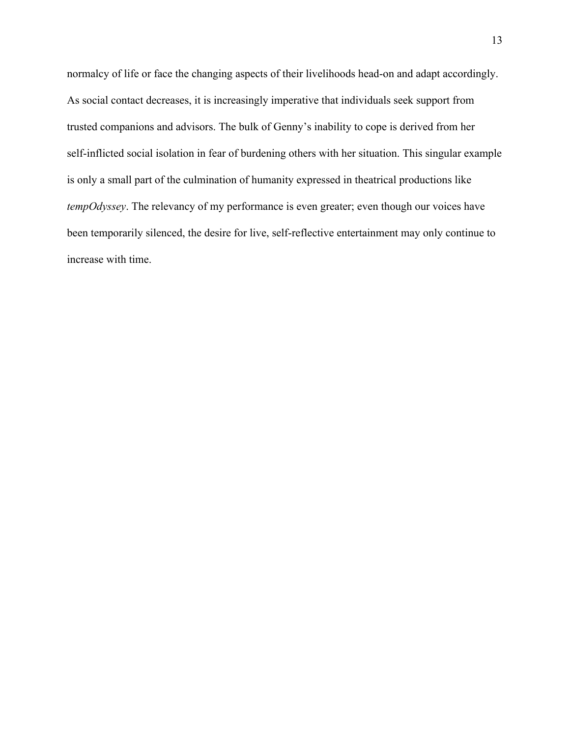normalcy of life or face the changing aspects of their livelihoods head-on and adapt accordingly. As social contact decreases, it is increasingly imperative that individuals seek support from trusted companions and advisors. The bulk of Genny's inability to cope is derived from her self-inflicted social isolation in fear of burdening others with her situation. This singular example is only a small part of the culmination of humanity expressed in theatrical productions like *tempOdyssey*. The relevancy of my performance is even greater; even though our voices have been temporarily silenced, the desire for live, self-reflective entertainment may only continue to increase with time.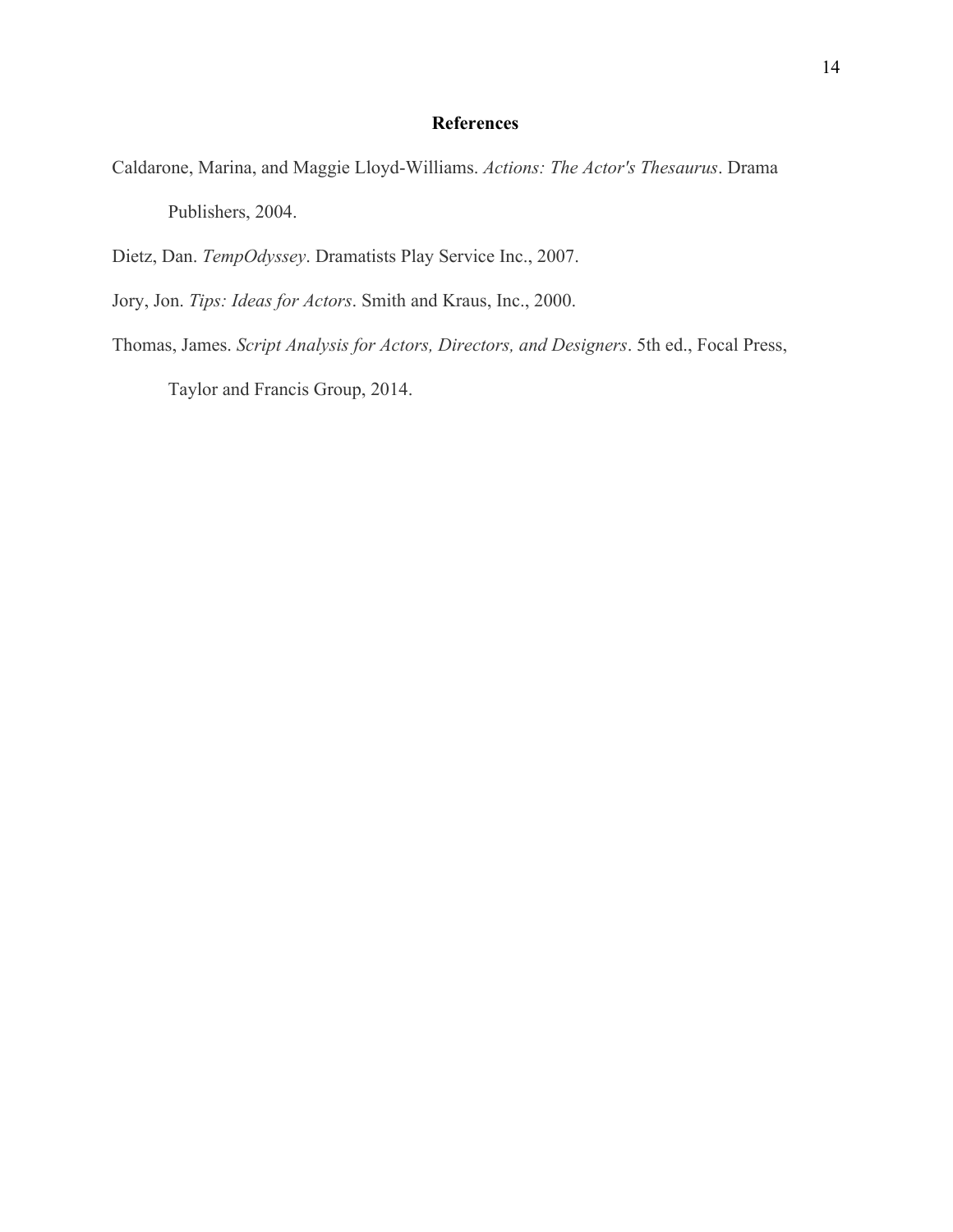## References

Caldarone, Marina, and Maggie Lloyd-Williams. *Actions: The Actor's Thesaurus*. Drama Publishers, 2004.

Dietz, Dan. *TempOdyssey*. Dramatists Play Service Inc., 2007.

Jory, Jon. *Tips: Ideas for Actors*. Smith and Kraus, Inc., 2000.

Thomas, James. *Script Analysis for Actors, Directors, and Designers*. 5th ed., Focal Press, Taylor and Francis Group, 2014.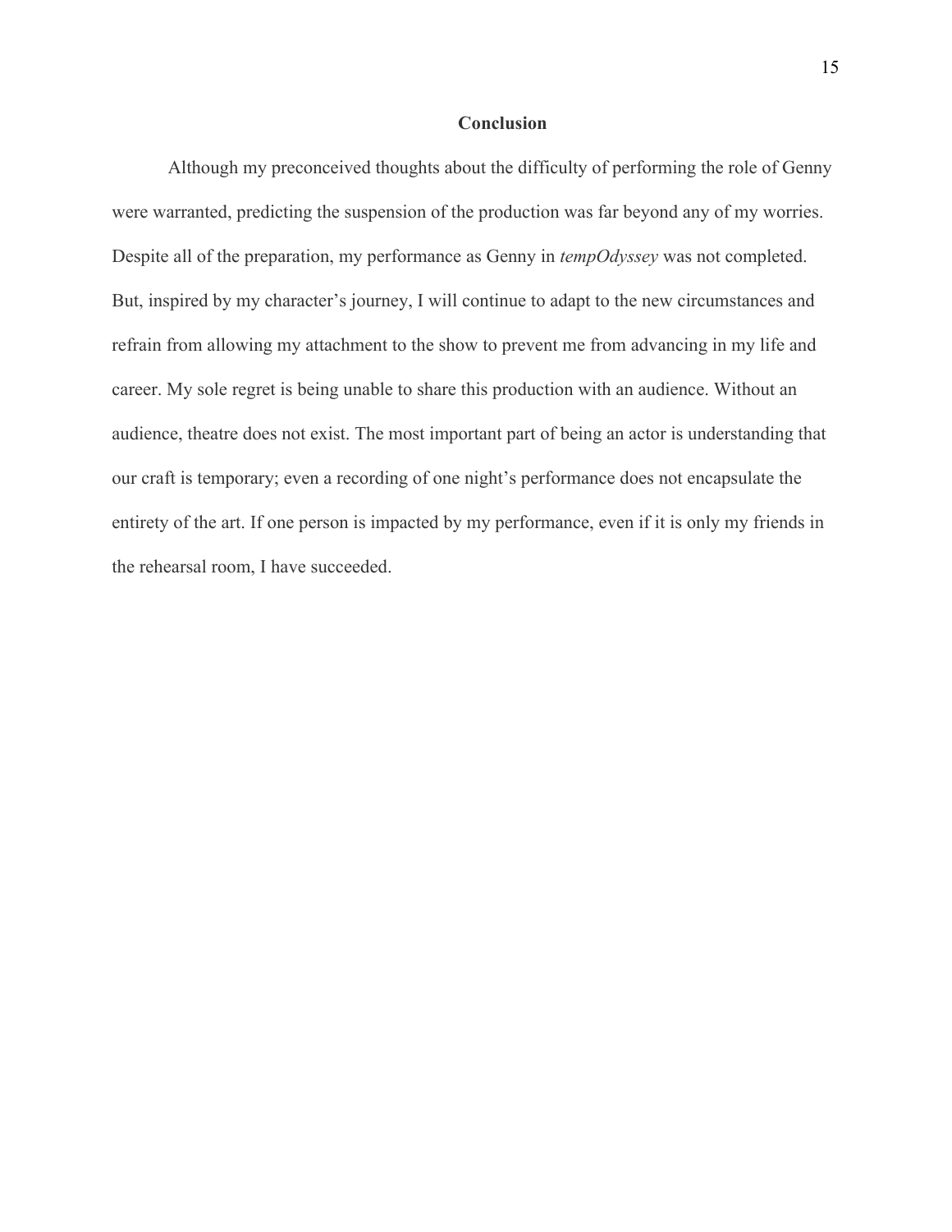## Conclusion

Although my preconceived thoughts about the difficulty of performing the role of Genny were warranted, predicting the suspension of the production was far beyond any of my worries. Despite all of the preparation, my performance as Genny in *tempOdyssey* was not completed. But, inspired by my character's journey, I will continue to adapt to the new circumstances and refrain from allowing my attachment to the show to prevent me from advancing in my life and career. My sole regret is being unable to share this production with an audience. Without an audience, theatre does not exist. The most important part of being an actor is understanding that our craft is temporary; even a recording of one night's performance does not encapsulate the entirety of the art. If one person is impacted by my performance, even if it is only my friends in the rehearsal room, I have succeeded.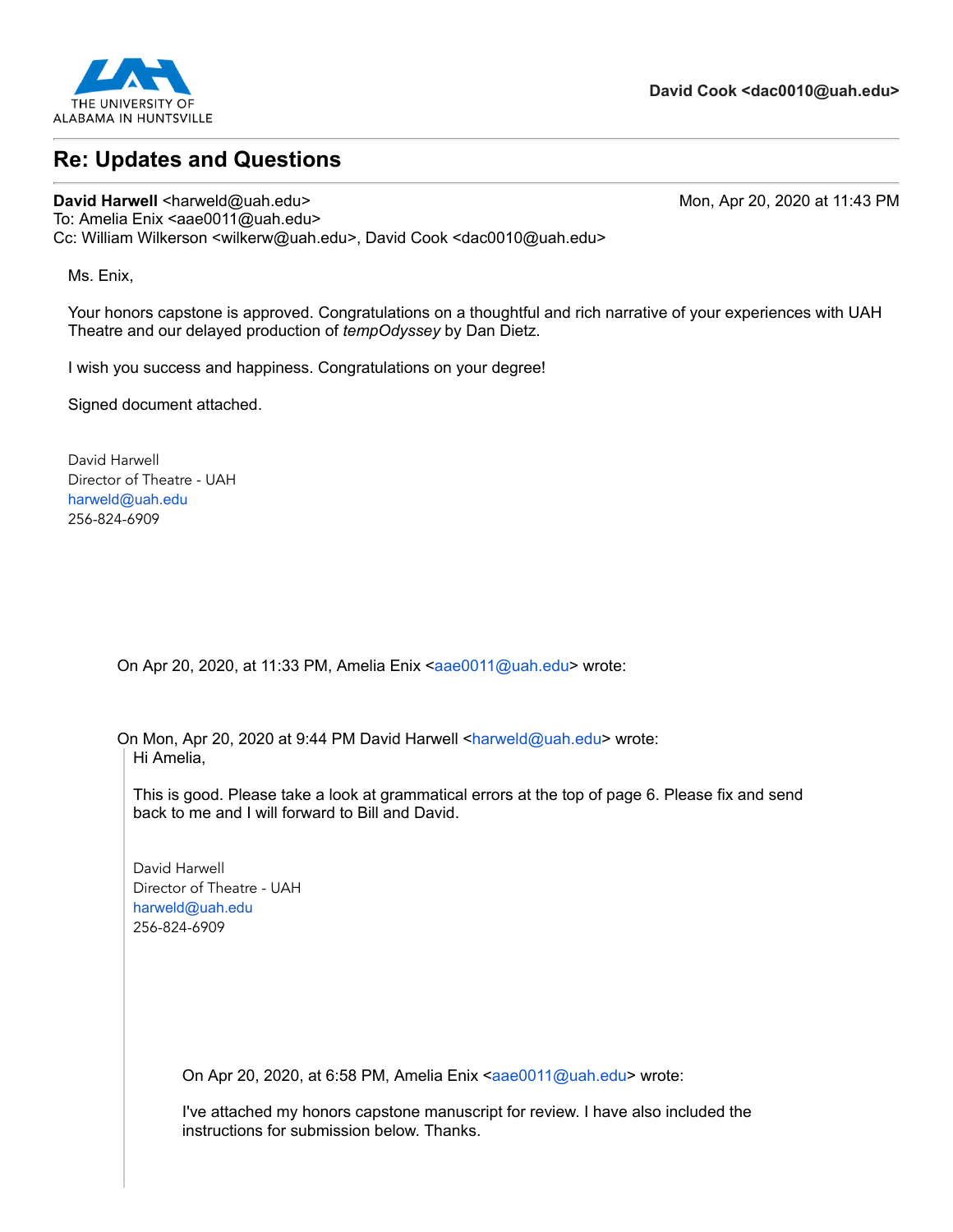THE UNIVERSITY OF ALABAMA IN HUNTSVILLE

**David Cook <dac0010@uah.edu>**

---

# Re: Updates and Questions

---

**David Harwell** <harweld@uah.edu> Mon, Apr 20, 2020 at 11:43 PM
To: Amelia Enix <aae0011@uah.edu>
Cc: William Wilkerson <wilkerw@uah.edu>, David Cook <dac0010@uah.edu>

Ms. Enix,

Your honors capstone is approved. Congratulations on a thoughtful and rich narrative of your experiences with UAH Theatre and our delayed production of *tempOdyssey* by Dan Dietz.

I wish you success and happiness. Congratulations on your degree!

Signed document attached.

David Harwell
Director of Theatre - UAH
harweld@uah.edu
256-824-6909

On Apr 20, 2020, at 11:33 PM, Amelia Enix <aae0011@uah.edu> wrote:

On Mon, Apr 20, 2020 at 9:44 PM David Harwell <harweld@uah.edu> wrote:

> Hi Amelia,
>
> This is good. Please take a look at grammatical errors at the top of page 6. Please fix and send back to me and I will forward to Bill and David.
>
> David Harwell
> Director of Theatre - UAH
> harweld@uah.edu
> 256-824-6909
>
> On Apr 20, 2020, at 6:58 PM, Amelia Enix <aae0011@uah.edu> wrote:
>
> I've attached my honors capstone manuscript for review. I have also included the instructions for submission below. Thanks.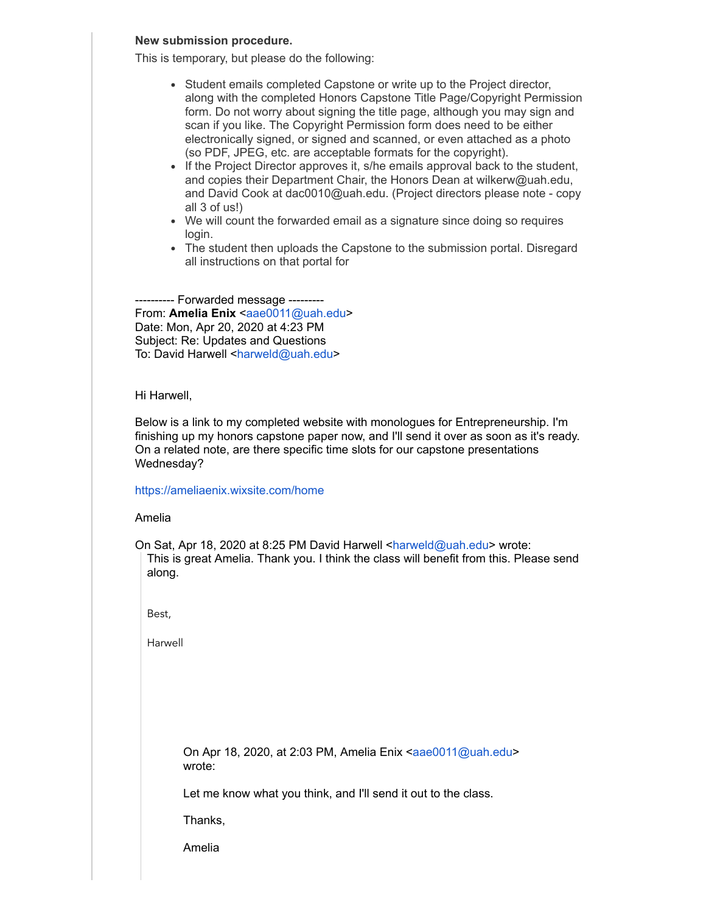**New submission procedure.**

This is temporary, but please do the following:

- Student emails completed Capstone or write up to the Project director, along with the completed Honors Capstone Title Page/Copyright Permission form. Do not worry about signing the title page, although you may sign and scan if you like. The Copyright Permission form does need to be either electronically signed, or signed and scanned, or even attached as a photo (so PDF, JPEG, etc. are acceptable formats for the copyright).
- If the Project Director approves it, s/he emails approval back to the student, and copies their Department Chair, the Honors Dean at wilkerw@uah.edu, and David Cook at dac0010@uah.edu. (Project directors please note - copy all 3 of us!)
- We will count the forwarded email as a signature since doing so requires login.
- The student then uploads the Capstone to the submission portal. Disregard all instructions on that portal for

---------- Forwarded message ---------
From: **Amelia Enix** <aae0011@uah.edu>
Date: Mon, Apr 20, 2020 at 4:23 PM
Subject: Re: Updates and Questions
To: David Harwell <harweld@uah.edu>

Hi Harwell,

Below is a link to my completed website with monologues for Entrepreneurship. I'm finishing up my honors capstone paper now, and I'll send it over as soon as it's ready. On a related note, are there specific time slots for our capstone presentations Wednesday?

https://ameliaenix.wixsite.com/home

Amelia

On Sat, Apr 18, 2020 at 8:25 PM David Harwell <harweld@uah.edu> wrote:

> This is great Amelia. Thank you. I think the class will benefit from this. Please send along.
>
> Best,
>
> Harwell
>
> > On Apr 18, 2020, at 2:03 PM, Amelia Enix <aae0011@uah.edu> wrote:
> >
> > Let me know what you think, and I'll send it out to the class.
> >
> > Thanks,
> >
> > Amelia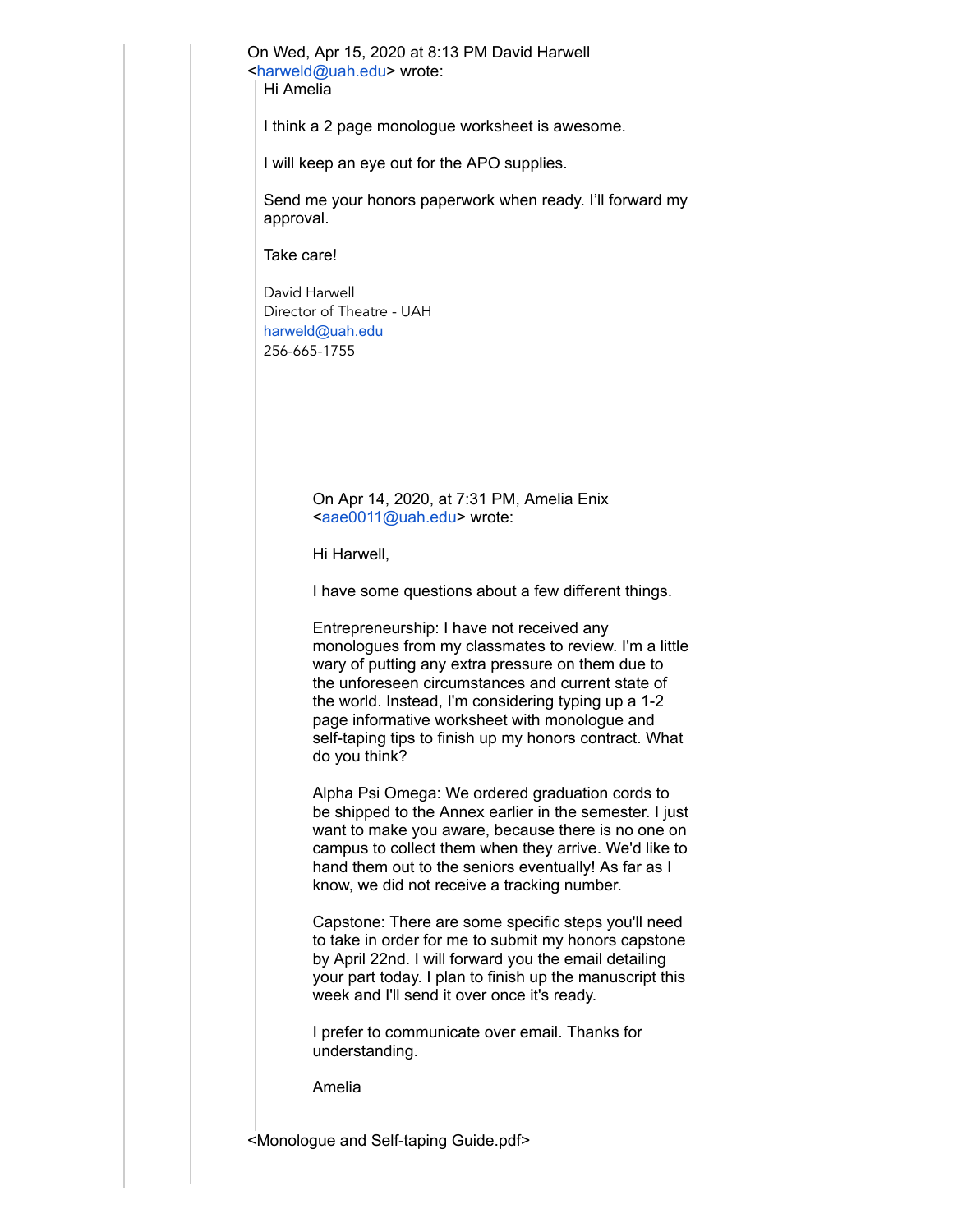On Wed, Apr 15, 2020 at 8:13 PM David Harwell <harweld@uah.edu> wrote:

Hi Amelia

I think a 2 page monologue worksheet is awesome.

I will keep an eye out for the APO supplies.

Send me your honors paperwork when ready. I'll forward my approval.

Take care!

David Harwell
Director of Theatre - UAH
harweld@uah.edu
256-665-1755

> On Apr 14, 2020, at 7:31 PM, Amelia Enix <aae0011@uah.edu> wrote:
>
> Hi Harwell,
>
> I have some questions about a few different things.
>
> Entrepreneurship: I have not received any monologues from my classmates to review. I'm a little wary of putting any extra pressure on them due to the unforeseen circumstances and current state of the world. Instead, I'm considering typing up a 1-2 page informative worksheet with monologue and self-taping tips to finish up my honors contract. What do you think?
>
> Alpha Psi Omega: We ordered graduation cords to be shipped to the Annex earlier in the semester. I just want to make you aware, because there is no one on campus to collect them when they arrive. We'd like to hand them out to the seniors eventually! As far as I know, we did not receive a tracking number.
>
> Capstone: There are some specific steps you'll need to take in order for me to submit my honors capstone by April 22nd. I will forward you the email detailing your part today. I plan to finish up the manuscript this week and I'll send it over once it's ready.
>
> I prefer to communicate over email. Thanks for understanding.
>
> Amelia

<Monologue and Self-taping Guide.pdf>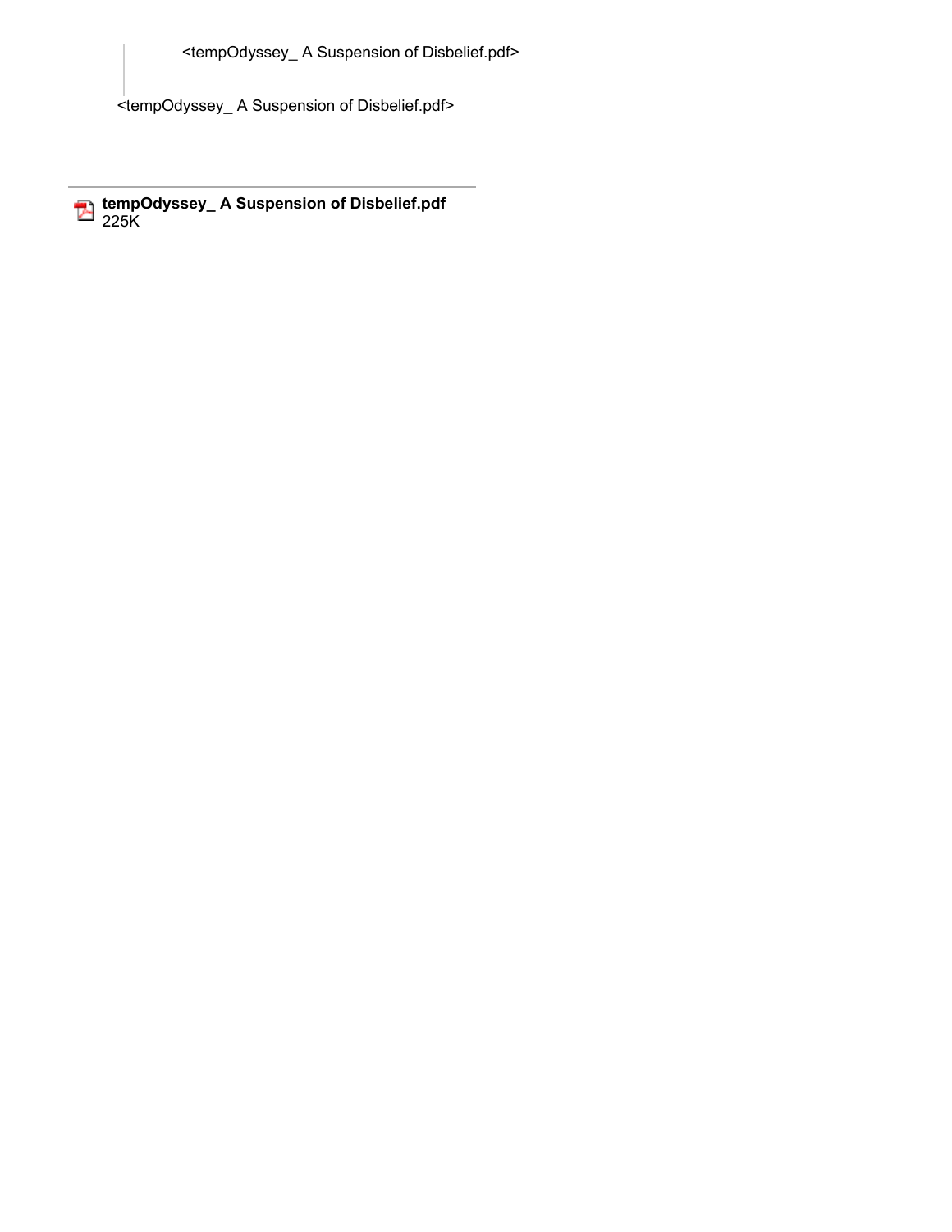> <tempOdyssey_ A Suspension of Disbelief.pdf>

<tempOdyssey_ A Suspension of Disbelief.pdf>

---

**tempOdyssey_ A Suspension of Disbelief.pdf**
225K